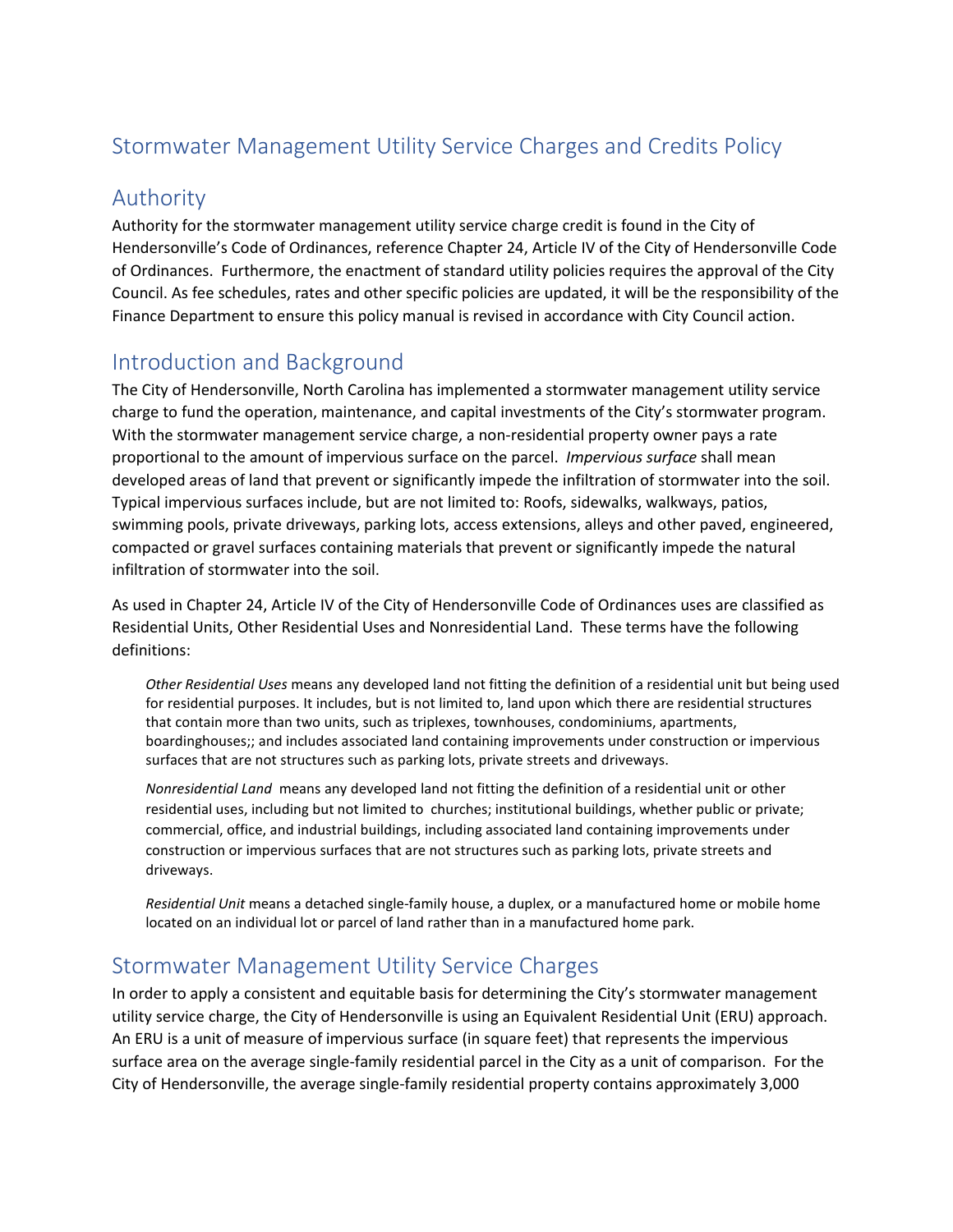# Stormwater Management Utility Service Charges and Credits Policy

## Authority

Authority for the stormwater management utility service charge credit is found in the City of Hendersonville's Code of Ordinances, reference Chapter 24, Article IV of the City of Hendersonville Code of Ordinances. Furthermore, the enactment of standard utility policies requires the approval of the City Council. As fee schedules, rates and other specific policies are updated, it will be the responsibility of the Finance Department to ensure this policy manual is revised in accordance with City Council action.

## Introduction and Background

The City of Hendersonville, North Carolina has implemented a stormwater management utility service charge to fund the operation, maintenance, and capital investments of the City's stormwater program. With the stormwater management service charge, a non-residential property owner pays a rate proportional to the amount of impervious surface on the parcel. *Impervious surface* shall mean developed areas of land that prevent or significantly impede the infiltration of stormwater into the soil. Typical impervious surfaces include, but are not limited to: Roofs, sidewalks, walkways, patios, swimming pools, private driveways, parking lots, access extensions, alleys and other paved, engineered, compacted or gravel surfaces containing materials that prevent or significantly impede the natural infiltration of stormwater into the soil.

As used in Chapter 24, Article IV of the City of Hendersonville Code of Ordinances uses are classified as Residential Units, Other Residential Uses and Nonresidential Land. These terms have the following definitions:

> *Other Residential Uses* means any developed land not fitting the definition of a residential unit but being used for residential purposes. It includes, but is not limited to, land upon which there are residential structures that contain more than two units, such as triplexes, townhouses, condominiums, apartments, boardinghouses;; and includes associated land containing improvements under construction or impervious surfaces that are not structures such as parking lots, private streets and driveways.
>
> *Nonresidential Land* means any developed land not fitting the definition of a residential unit or other residential uses, including but not limited to churches; institutional buildings, whether public or private; commercial, office, and industrial buildings, including associated land containing improvements under construction or impervious surfaces that are not structures such as parking lots, private streets and driveways.
>
> *Residential Unit* means a detached single-family house, a duplex, or a manufactured home or mobile home located on an individual lot or parcel of land rather than in a manufactured home park.

## Stormwater Management Utility Service Charges

In order to apply a consistent and equitable basis for determining the City's stormwater management utility service charge, the City of Hendersonville is using an Equivalent Residential Unit (ERU) approach. An ERU is a unit of measure of impervious surface (in square feet) that represents the impervious surface area on the average single-family residential parcel in the City as a unit of comparison. For the City of Hendersonville, the average single-family residential property contains approximately 3,000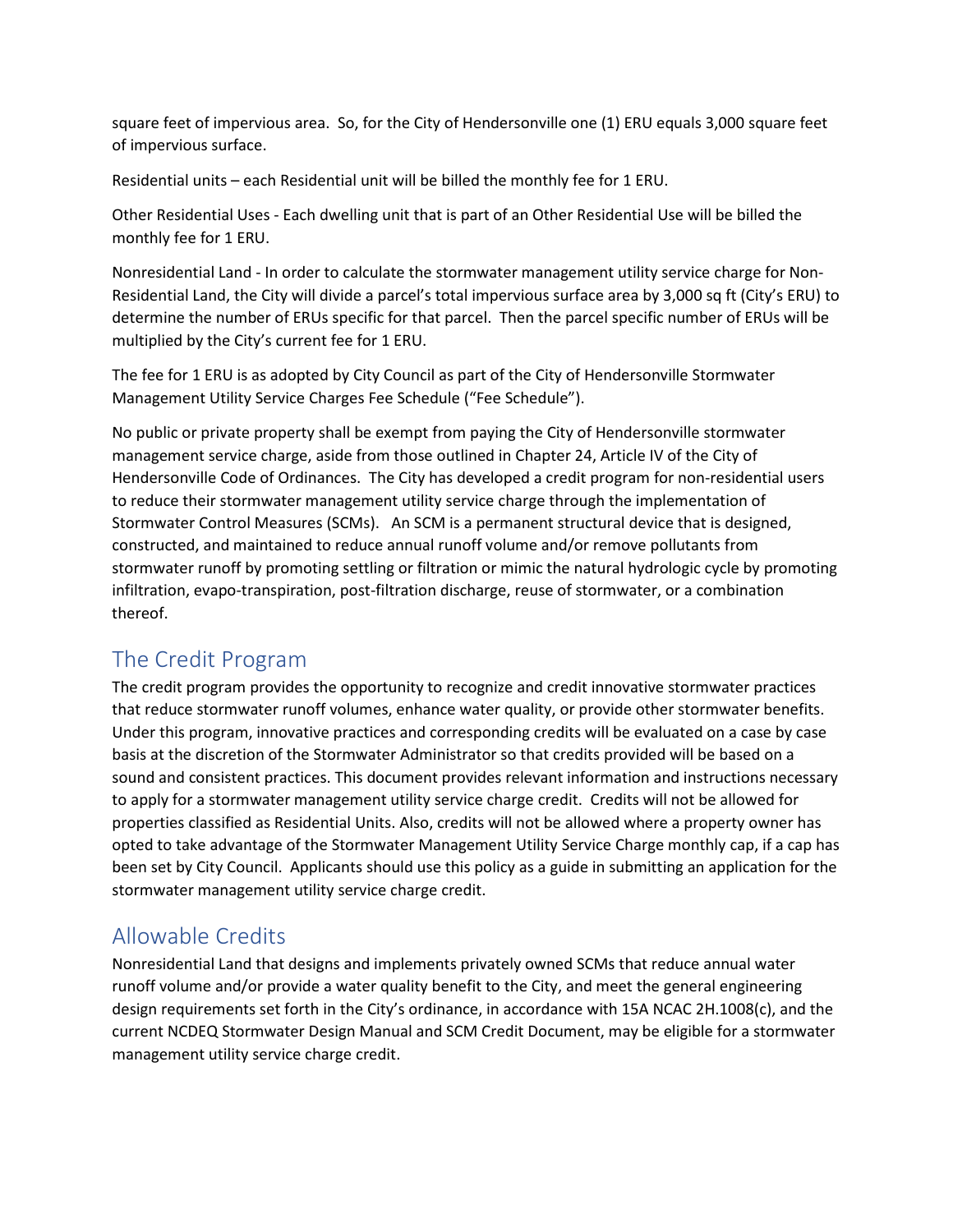square feet of impervious area. So, for the City of Hendersonville one (1) ERU equals 3,000 square feet of impervious surface.

Residential units – each Residential unit will be billed the monthly fee for 1 ERU.

Other Residential Uses - Each dwelling unit that is part of an Other Residential Use will be billed the monthly fee for 1 ERU.

Nonresidential Land - In order to calculate the stormwater management utility service charge for Non-Residential Land, the City will divide a parcel's total impervious surface area by 3,000 sq ft (City's ERU) to determine the number of ERUs specific for that parcel. Then the parcel specific number of ERUs will be multiplied by the City's current fee for 1 ERU.

The fee for 1 ERU is as adopted by City Council as part of the City of Hendersonville Stormwater Management Utility Service Charges Fee Schedule ("Fee Schedule").

No public or private property shall be exempt from paying the City of Hendersonville stormwater management service charge, aside from those outlined in Chapter 24, Article IV of the City of Hendersonville Code of Ordinances. The City has developed a credit program for non-residential users to reduce their stormwater management utility service charge through the implementation of Stormwater Control Measures (SCMs). An SCM is a permanent structural device that is designed, constructed, and maintained to reduce annual runoff volume and/or remove pollutants from stormwater runoff by promoting settling or filtration or mimic the natural hydrologic cycle by promoting infiltration, evapo-transpiration, post-filtration discharge, reuse of stormwater, or a combination thereof.

## The Credit Program

The credit program provides the opportunity to recognize and credit innovative stormwater practices that reduce stormwater runoff volumes, enhance water quality, or provide other stormwater benefits. Under this program, innovative practices and corresponding credits will be evaluated on a case by case basis at the discretion of the Stormwater Administrator so that credits provided will be based on a sound and consistent practices. This document provides relevant information and instructions necessary to apply for a stormwater management utility service charge credit. Credits will not be allowed for properties classified as Residential Units. Also, credits will not be allowed where a property owner has opted to take advantage of the Stormwater Management Utility Service Charge monthly cap, if a cap has been set by City Council. Applicants should use this policy as a guide in submitting an application for the stormwater management utility service charge credit.

## Allowable Credits

Nonresidential Land that designs and implements privately owned SCMs that reduce annual water runoff volume and/or provide a water quality benefit to the City, and meet the general engineering design requirements set forth in the City's ordinance, in accordance with 15A NCAC 2H.1008(c), and the current NCDEQ Stormwater Design Manual and SCM Credit Document, may be eligible for a stormwater management utility service charge credit.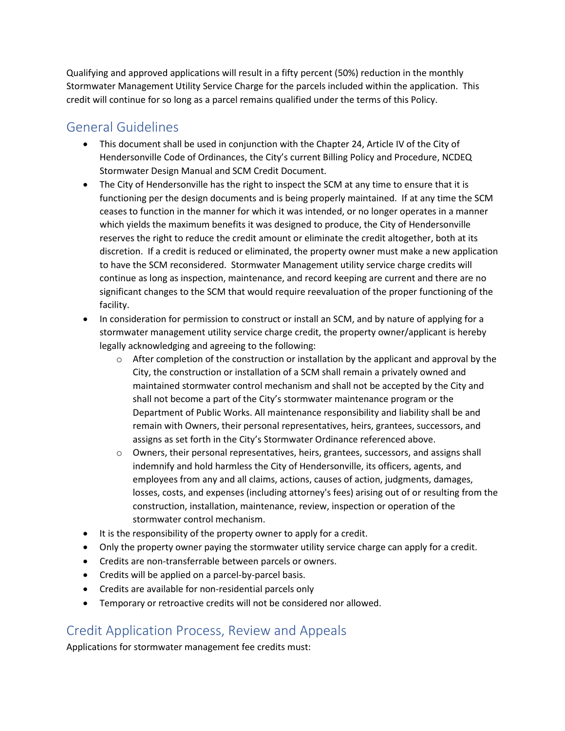Qualifying and approved applications will result in a fifty percent (50%) reduction in the monthly Stormwater Management Utility Service Charge for the parcels included within the application. This credit will continue for so long as a parcel remains qualified under the terms of this Policy.

## General Guidelines

- This document shall be used in conjunction with the Chapter 24, Article IV of the City of Hendersonville Code of Ordinances, the City's current Billing Policy and Procedure, NCDEQ Stormwater Design Manual and SCM Credit Document.
- The City of Hendersonville has the right to inspect the SCM at any time to ensure that it is functioning per the design documents and is being properly maintained. If at any time the SCM ceases to function in the manner for which it was intended, or no longer operates in a manner which yields the maximum benefits it was designed to produce, the City of Hendersonville reserves the right to reduce the credit amount or eliminate the credit altogether, both at its discretion. If a credit is reduced or eliminated, the property owner must make a new application to have the SCM reconsidered. Stormwater Management utility service charge credits will continue as long as inspection, maintenance, and record keeping are current and there are no significant changes to the SCM that would require reevaluation of the proper functioning of the facility.
- In consideration for permission to construct or install an SCM, and by nature of applying for a stormwater management utility service charge credit, the property owner/applicant is hereby legally acknowledging and agreeing to the following:
  - After completion of the construction or installation by the applicant and approval by the City, the construction or installation of a SCM shall remain a privately owned and maintained stormwater control mechanism and shall not be accepted by the City and shall not become a part of the City's stormwater maintenance program or the Department of Public Works. All maintenance responsibility and liability shall be and remain with Owners, their personal representatives, heirs, grantees, successors, and assigns as set forth in the City's Stormwater Ordinance referenced above.
  - Owners, their personal representatives, heirs, grantees, successors, and assigns shall indemnify and hold harmless the City of Hendersonville, its officers, agents, and employees from any and all claims, actions, causes of action, judgments, damages, losses, costs, and expenses (including attorney's fees) arising out of or resulting from the construction, installation, maintenance, review, inspection or operation of the stormwater control mechanism.
- It is the responsibility of the property owner to apply for a credit.
- Only the property owner paying the stormwater utility service charge can apply for a credit.
- Credits are non-transferrable between parcels or owners.
- Credits will be applied on a parcel-by-parcel basis.
- Credits are available for non-residential parcels only
- Temporary or retroactive credits will not be considered nor allowed.

## Credit Application Process, Review and Appeals

Applications for stormwater management fee credits must: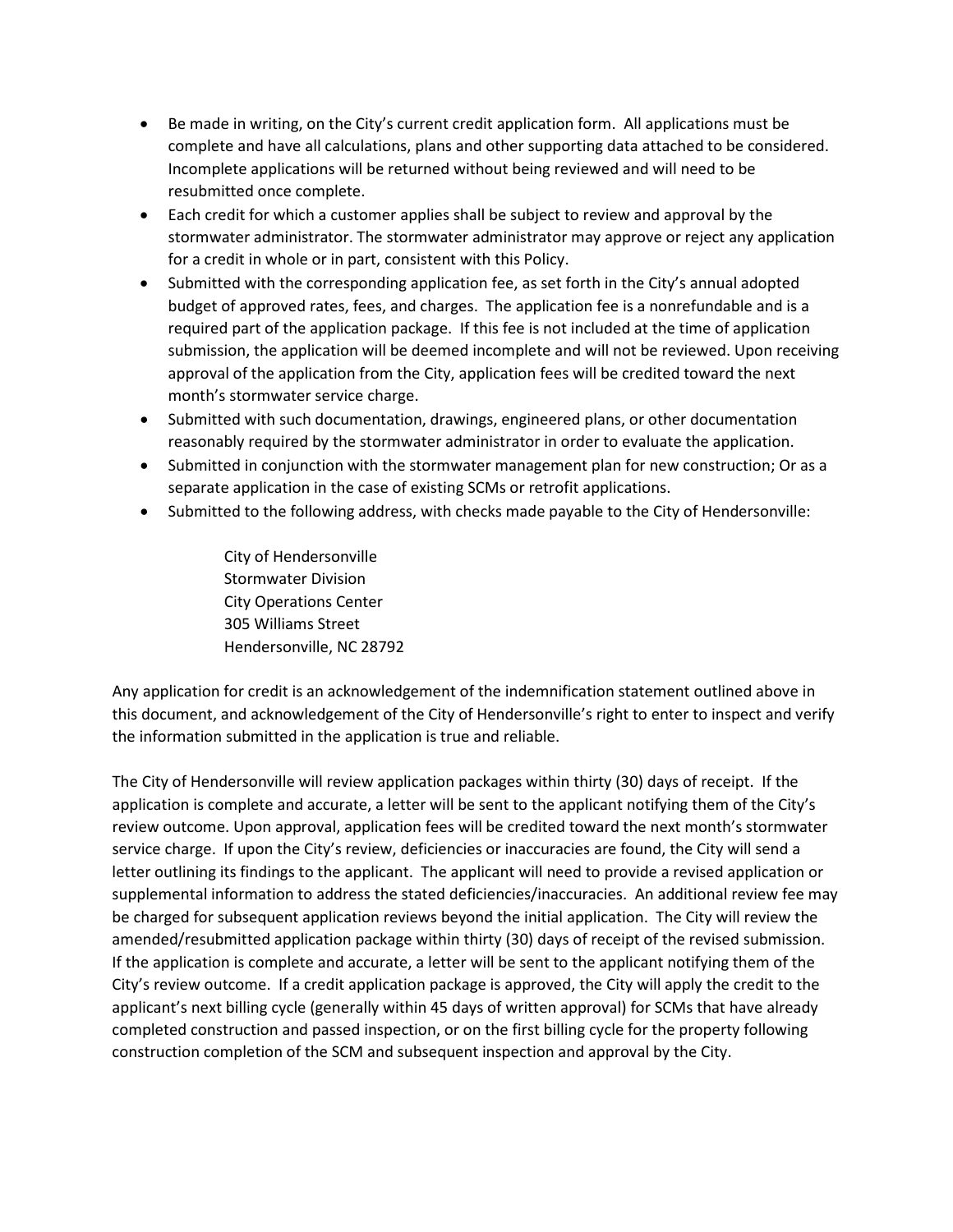- Be made in writing, on the City's current credit application form. All applications must be complete and have all calculations, plans and other supporting data attached to be considered. Incomplete applications will be returned without being reviewed and will need to be resubmitted once complete.
- Each credit for which a customer applies shall be subject to review and approval by the stormwater administrator. The stormwater administrator may approve or reject any application for a credit in whole or in part, consistent with this Policy.
- Submitted with the corresponding application fee, as set forth in the City's annual adopted budget of approved rates, fees, and charges. The application fee is a nonrefundable and is a required part of the application package. If this fee is not included at the time of application submission, the application will be deemed incomplete and will not be reviewed. Upon receiving approval of the application from the City, application fees will be credited toward the next month's stormwater service charge.
- Submitted with such documentation, drawings, engineered plans, or other documentation reasonably required by the stormwater administrator in order to evaluate the application.
- Submitted in conjunction with the stormwater management plan for new construction; Or as a separate application in the case of existing SCMs or retrofit applications.
- Submitted to the following address, with checks made payable to the City of Hendersonville:

  City of Hendersonville
  Stormwater Division
  City Operations Center
  305 Williams Street
  Hendersonville, NC 28792

Any application for credit is an acknowledgement of the indemnification statement outlined above in this document, and acknowledgement of the City of Hendersonville's right to enter to inspect and verify the information submitted in the application is true and reliable.

The City of Hendersonville will review application packages within thirty (30) days of receipt. If the application is complete and accurate, a letter will be sent to the applicant notifying them of the City's review outcome. Upon approval, application fees will be credited toward the next month's stormwater service charge. If upon the City's review, deficiencies or inaccuracies are found, the City will send a letter outlining its findings to the applicant. The applicant will need to provide a revised application or supplemental information to address the stated deficiencies/inaccuracies. An additional review fee may be charged for subsequent application reviews beyond the initial application. The City will review the amended/resubmitted application package within thirty (30) days of receipt of the revised submission. If the application is complete and accurate, a letter will be sent to the applicant notifying them of the City's review outcome. If a credit application package is approved, the City will apply the credit to the applicant's next billing cycle (generally within 45 days of written approval) for SCMs that have already completed construction and passed inspection, or on the first billing cycle for the property following construction completion of the SCM and subsequent inspection and approval by the City.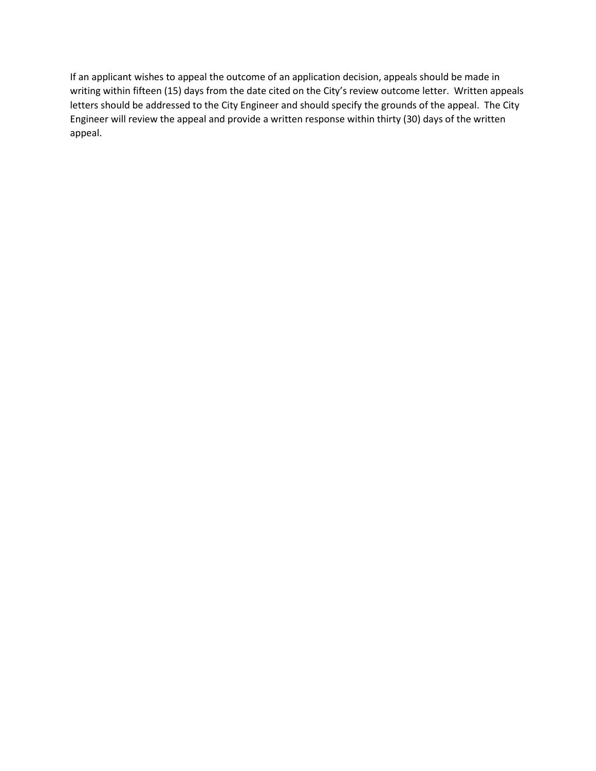If an applicant wishes to appeal the outcome of an application decision, appeals should be made in writing within fifteen (15) days from the date cited on the City's review outcome letter. Written appeals letters should be addressed to the City Engineer and should specify the grounds of the appeal. The City Engineer will review the appeal and provide a written response within thirty (30) days of the written appeal.